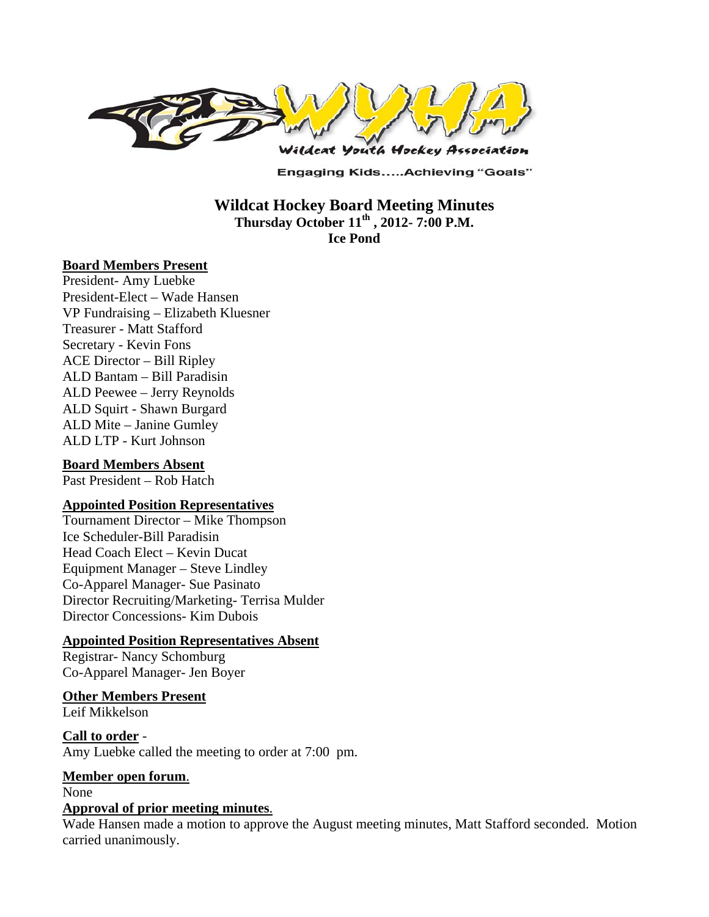Wildcat Youth Hockey Association

Engaging Kids.....Achieving "Goals"

# Wildcat Hockey Board Meeting Minutes

**Thursday October 11th , 2012- 7:00 P.M.**

**Ice Pond**

**Board Members Present**

President- Amy Luebke
President-Elect – Wade Hansen
VP Fundraising – Elizabeth Kluesner
Treasurer - Matt Stafford
Secretary - Kevin Fons
ACE Director – Bill Ripley
ALD Bantam – Bill Paradisin
ALD Peewee – Jerry Reynolds
ALD Squirt - Shawn Burgard
ALD Mite – Janine Gumley
ALD LTP - Kurt Johnson

**Board Members Absent**

Past President – Rob Hatch

**Appointed Position Representatives**

Tournament Director – Mike Thompson
Ice Scheduler-Bill Paradisin
Head Coach Elect – Kevin Ducat
Equipment Manager – Steve Lindley
Co-Apparel Manager- Sue Pasinato
Director Recruiting/Marketing- Terrisa Mulder
Director Concessions- Kim Dubois

**Appointed Position Representatives Absent**

Registrar- Nancy Schomburg
Co-Apparel Manager- Jen Boyer

**Other Members Present**

Leif Mikkelson

**Call to order** -

Amy Luebke called the meeting to order at 7:00 pm.

**Member open forum**.

None

**Approval of prior meeting minutes**.

Wade Hansen made a motion to approve the August meeting minutes, Matt Stafford seconded. Motion carried unanimously.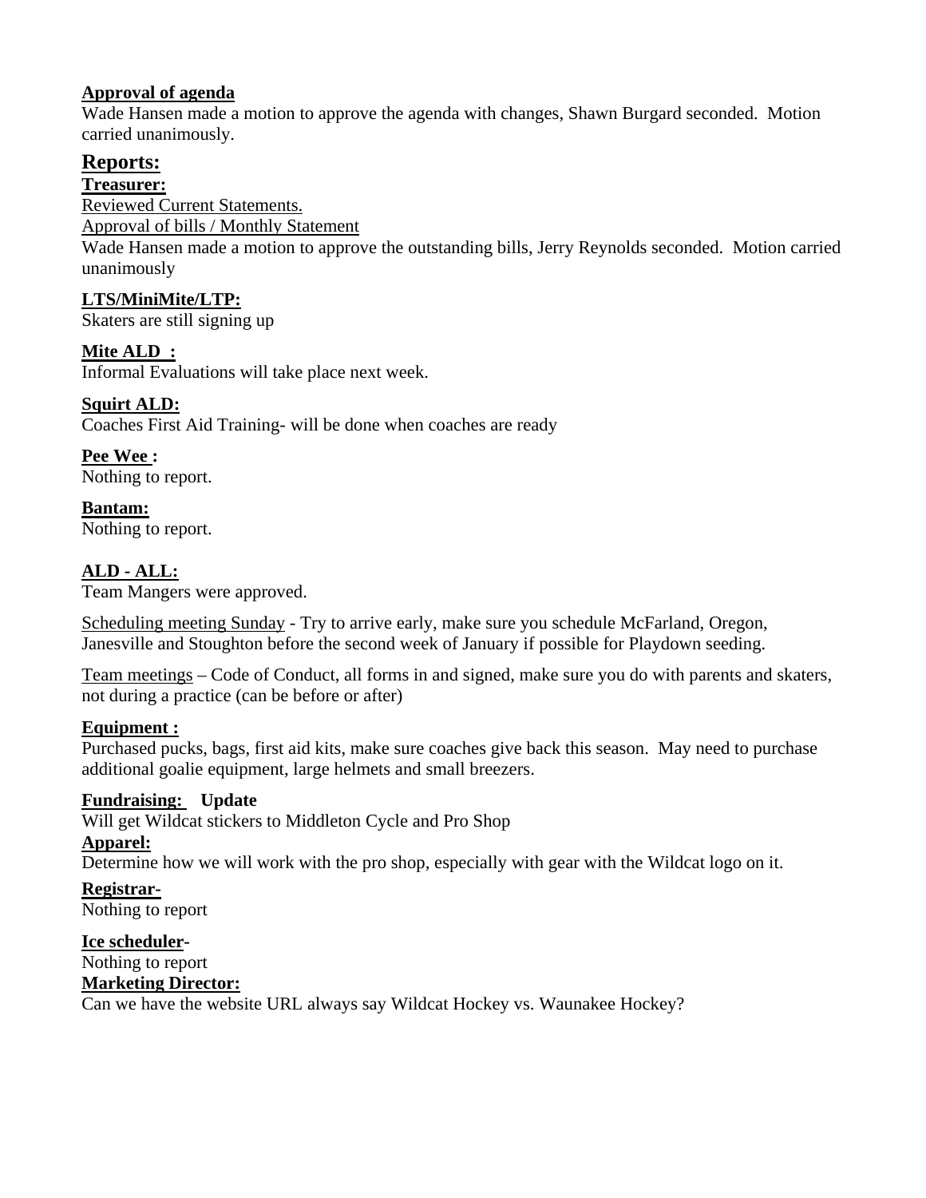**Approval of agenda**

Wade Hansen made a motion to approve the agenda with changes, Shawn Burgard seconded. Motion carried unanimously.

## Reports:

**Treasurer:**

Reviewed Current Statements.

Approval of bills / Monthly Statement

Wade Hansen made a motion to approve the outstanding bills, Jerry Reynolds seconded. Motion carried unanimously

**LTS/MiniMite/LTP:**

Skaters are still signing up

**Mite ALD :**

Informal Evaluations will take place next week.

**Squirt ALD:**

Coaches First Aid Training- will be done when coaches are ready

**Pee Wee :**

Nothing to report.

**Bantam:**

Nothing to report.

**ALD - ALL:**

Team Mangers were approved.

Scheduling meeting Sunday - Try to arrive early, make sure you schedule McFarland, Oregon, Janesville and Stoughton before the second week of January if possible for Playdown seeding.

Team meetings – Code of Conduct, all forms in and signed, make sure you do with parents and skaters, not during a practice (can be before or after)

**Equipment :**

Purchased pucks, bags, first aid kits, make sure coaches give back this season. May need to purchase additional goalie equipment, large helmets and small breezers.

**Fundraising: Update**

Will get Wildcat stickers to Middleton Cycle and Pro Shop

**Apparel:**

Determine how we will work with the pro shop, especially with gear with the Wildcat logo on it.

**Registrar-**

Nothing to report

**Ice scheduler-**

Nothing to report

**Marketing Director:**

Can we have the website URL always say Wildcat Hockey vs. Waunakee Hockey?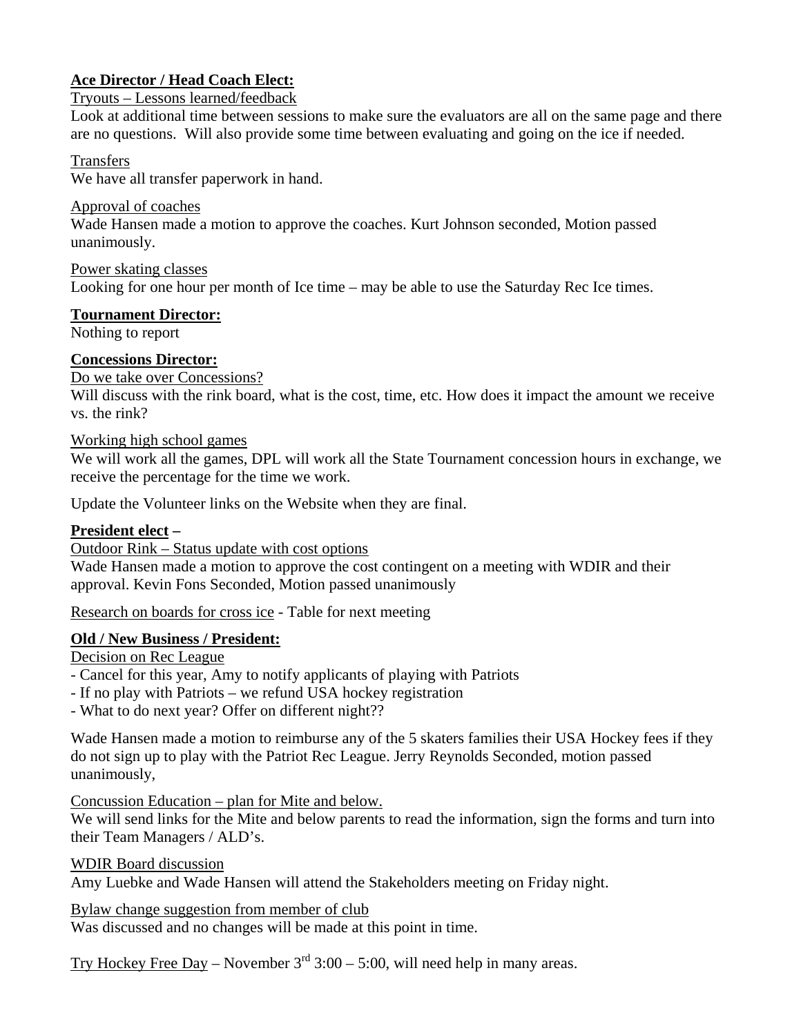**Ace Director / Head Coach Elect:**

Tryouts – Lessons learned/feedback

Look at additional time between sessions to make sure the evaluators are all on the same page and there are no questions. Will also provide some time between evaluating and going on the ice if needed.

Transfers

We have all transfer paperwork in hand.

Approval of coaches

Wade Hansen made a motion to approve the coaches. Kurt Johnson seconded, Motion passed unanimously.

Power skating classes

Looking for one hour per month of Ice time – may be able to use the Saturday Rec Ice times.

**Tournament Director:**

Nothing to report

**Concessions Director:**

Do we take over Concessions?

Will discuss with the rink board, what is the cost, time, etc. How does it impact the amount we receive vs. the rink?

Working high school games

We will work all the games, DPL will work all the State Tournament concession hours in exchange, we receive the percentage for the time we work.

Update the Volunteer links on the Website when they are final.

**President elect –**

Outdoor Rink – Status update with cost options

Wade Hansen made a motion to approve the cost contingent on a meeting with WDIR and their approval. Kevin Fons Seconded, Motion passed unanimously

Research on boards for cross ice - Table for next meeting

**Old / New Business / President:**

Decision on Rec League

- Cancel for this year, Amy to notify applicants of playing with Patriots
- If no play with Patriots – we refund USA hockey registration
- What to do next year? Offer on different night??

Wade Hansen made a motion to reimburse any of the 5 skaters families their USA Hockey fees if they do not sign up to play with the Patriot Rec League. Jerry Reynolds Seconded, motion passed unanimously,

Concussion Education – plan for Mite and below.

We will send links for the Mite and below parents to read the information, sign the forms and turn into their Team Managers / ALD's.

WDIR Board discussion

Amy Luebke and Wade Hansen will attend the Stakeholders meeting on Friday night.

Bylaw change suggestion from member of club

Was discussed and no changes will be made at this point in time.

Try Hockey Free Day – November 3rd 3:00 – 5:00, will need help in many areas.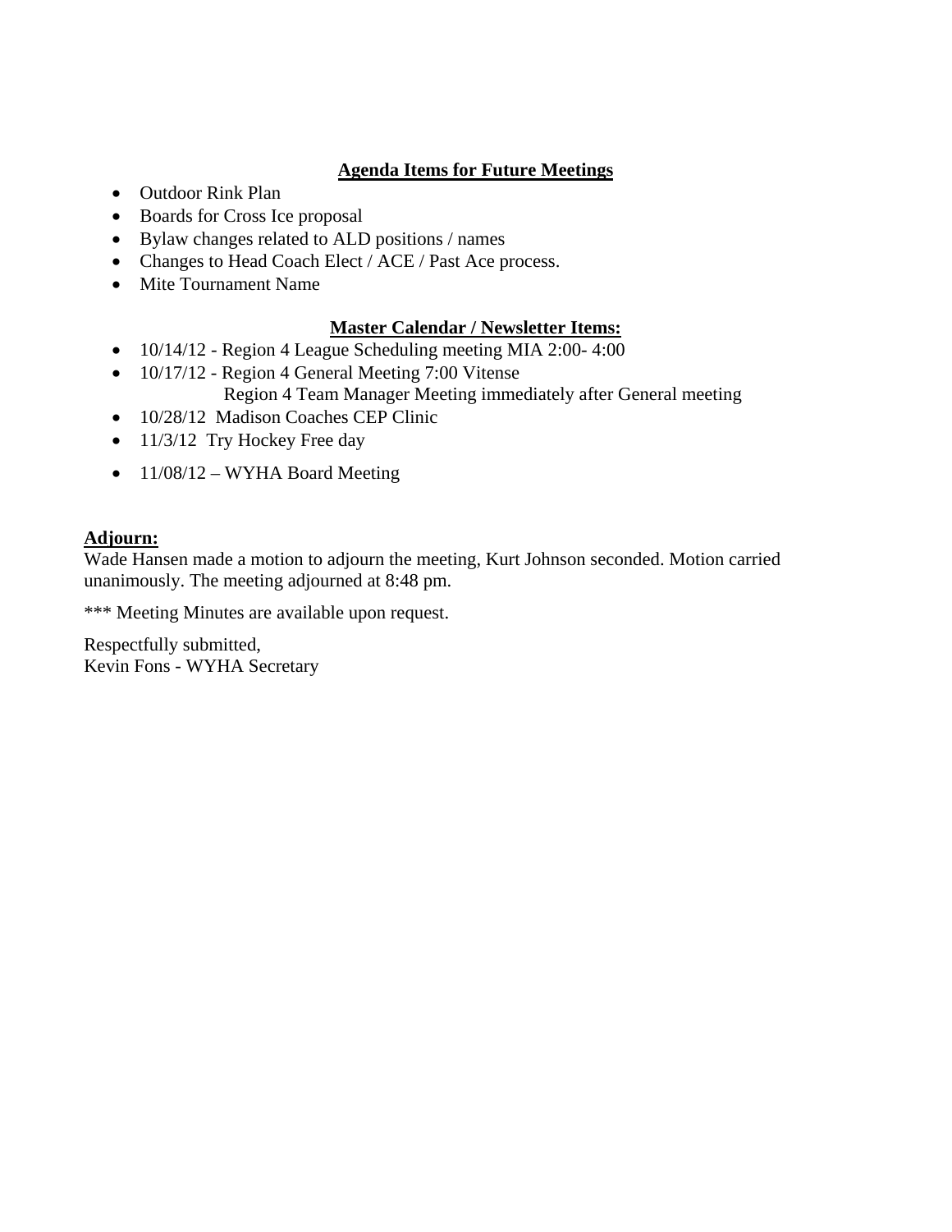**Agenda Items for Future Meetings**

- Outdoor Rink Plan
- Boards for Cross Ice proposal
- Bylaw changes related to ALD positions / names
- Changes to Head Coach Elect / ACE / Past Ace process.
- Mite Tournament Name

**Master Calendar / Newsletter Items:**

- 10/14/12 - Region 4 League Scheduling meeting MIA 2:00- 4:00
- 10/17/12 - Region 4 General Meeting 7:00 Vitense
  Region 4 Team Manager Meeting immediately after General meeting
- 10/28/12 Madison Coaches CEP Clinic
- 11/3/12 Try Hockey Free day
- 11/08/12 – WYHA Board Meeting

**Adjourn:**

Wade Hansen made a motion to adjourn the meeting, Kurt Johnson seconded. Motion carried unanimously. The meeting adjourned at 8:48 pm.

*** Meeting Minutes are available upon request.

Respectfully submitted,
Kevin Fons - WYHA Secretary